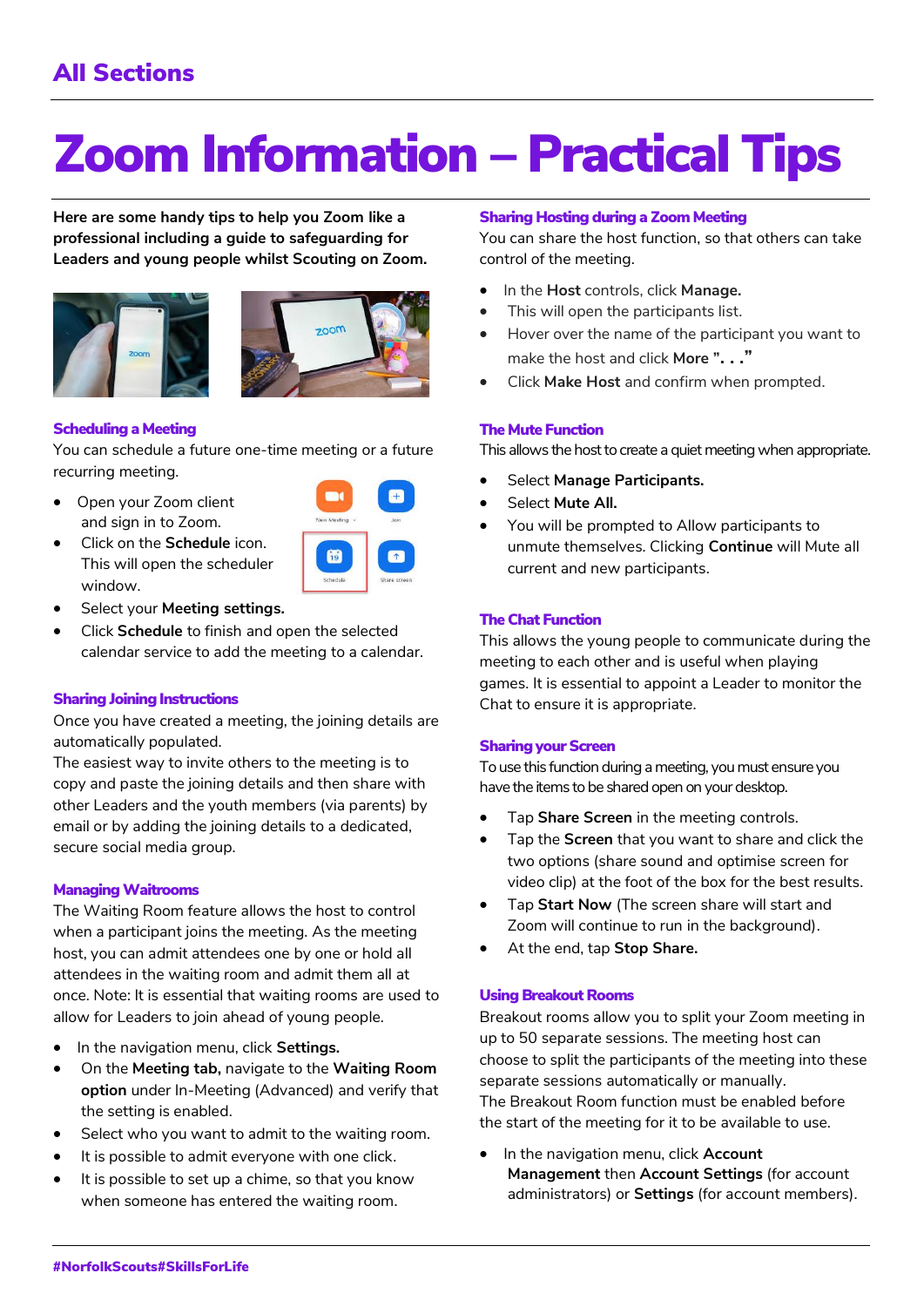## All Sections

# Zoom Information – Practical Tips

**Here are some handy tips to help you Zoom like a professional including a guide to safeguarding for Leaders and young people whilst Scouting on Zoom.**

### Scheduling a Meeting

You can schedule a future one-time meeting or a future recurring meeting.

- Open your Zoom client and sign in to Zoom.
- Click on the **Schedule** icon. This will open the scheduler window.
- Select your **Meeting settings.**
- Click **Schedule** to finish and open the selected calendar service to add the meeting to a calendar.

### Sharing Joining Instructions

Once you have created a meeting, the joining details are automatically populated.
The easiest way to invite others to the meeting is to copy and paste the joining details and then share with other Leaders and the youth members (via parents) by email or by adding the joining details to a dedicated, secure social media group.

### Managing Waitrooms

The Waiting Room feature allows the host to control when a participant joins the meeting. As the meeting host, you can admit attendees one by one or hold all attendees in the waiting room and admit them all at once. Note: It is essential that waiting rooms are used to allow for Leaders to join ahead of young people.

- In the navigation menu, click **Settings.**
- On the **Meeting tab,** navigate to the **Waiting Room option** under In-Meeting (Advanced) and verify that the setting is enabled.
- Select who you want to admit to the waiting room.
- It is possible to admit everyone with one click.
- It is possible to set up a chime, so that you know when someone has entered the waiting room.

### Sharing Hosting during a Zoom Meeting

You can share the host function, so that others can take control of the meeting.

- In the **Host** controls, click **Manage.**
- This will open the participants list.
- Hover over the name of the participant you want to make the host and click **More ". . ."**
- Click **Make Host** and confirm when prompted.

### The Mute Function

This allows the host to create a quiet meeting when appropriate.

- Select **Manage Participants.**
- Select **Mute All.**
- You will be prompted to Allow participants to unmute themselves. Clicking **Continue** will Mute all current and new participants.

### The Chat Function

This allows the young people to communicate during the meeting to each other and is useful when playing games. It is essential to appoint a Leader to monitor the Chat to ensure it is appropriate.

### Sharing your Screen

To use this function during a meeting, you must ensure you have the items to be shared open on your desktop.

- Tap **Share Screen** in the meeting controls.
- Tap the **Screen** that you want to share and click the two options (share sound and optimise screen for video clip) at the foot of the box for the best results.
- Tap **Start Now** (The screen share will start and Zoom will continue to run in the background).
- At the end, tap **Stop Share.**

### Using Breakout Rooms

Breakout rooms allow you to split your Zoom meeting in up to 50 separate sessions. The meeting host can choose to split the participants of the meeting into these separate sessions automatically or manually.
The Breakout Room function must be enabled before the start of the meeting for it to be available to use.

- In the navigation menu, click **Account Management** then **Account Settings** (for account administrators) or **Settings** (for account members).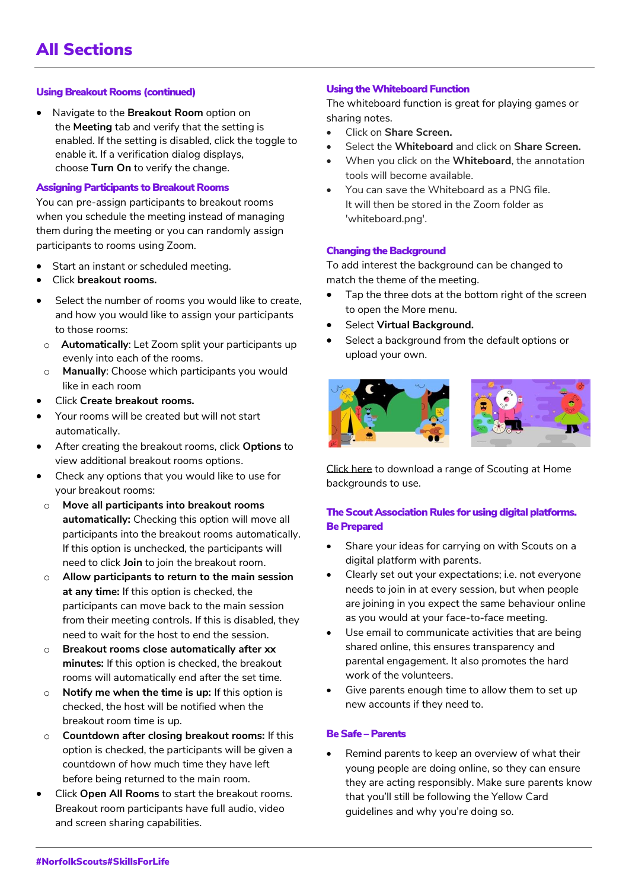# All Sections

### Using Breakout Rooms (continued)

- Navigate to the **Breakout Room** option on the **Meeting** tab and verify that the setting is enabled. If the setting is disabled, click the toggle to enable it. If a verification dialog displays, choose **Turn On** to verify the change.

### Assigning Participants to Breakout Rooms

You can pre-assign participants to breakout rooms when you schedule the meeting instead of managing them during the meeting or you can randomly assign participants to rooms using Zoom.

- Start an instant or scheduled meeting.
- Click **breakout rooms.**
- Select the number of rooms you would like to create, and how you would like to assign your participants to those rooms:
  - **Automatically**: Let Zoom split your participants up evenly into each of the rooms.
  - **Manually**: Choose which participants you would like in each room
- Click **Create breakout rooms.**
- Your rooms will be created but will not start automatically.
- After creating the breakout rooms, click **Options** to view additional breakout rooms options.
- Check any options that you would like to use for your breakout rooms:
  - **Move all participants into breakout rooms automatically:** Checking this option will move all participants into the breakout rooms automatically. If this option is unchecked, the participants will need to click **Join** to join the breakout room.
  - **Allow participants to return to the main session at any time:** If this option is checked, the participants can move back to the main session from their meeting controls. If this is disabled, they need to wait for the host to end the session.
  - **Breakout rooms close automatically after xx minutes:** If this option is checked, the breakout rooms will automatically end after the set time.
  - **Notify me when the time is up:** If this option is checked, the host will be notified when the breakout room time is up.
  - **Countdown after closing breakout rooms:** If this option is checked, the participants will be given a countdown of how much time they have left before being returned to the main room.
- Click **Open All Rooms** to start the breakout rooms. Breakout room participants have full audio, video and screen sharing capabilities.

### Using the Whiteboard Function

The whiteboard function is great for playing games or sharing notes.

- Click on **Share Screen.**
- Select the **Whiteboard** and click on **Share Screen.**
- When you click on the **Whiteboard**, the annotation tools will become available.
- You can save the Whiteboard as a PNG file. It will then be stored in the Zoom folder as 'whiteboard.png'.

### Changing the Background

To add interest the background can be changed to match the theme of the meeting.

- Tap the three dots at the bottom right of the screen to open the More menu.
- Select **Virtual Background.**
- Select a background from the default options or upload your own.

Click here to download a range of Scouting at Home backgrounds to use.

### The Scout Association Rules for using digital platforms.

### Be Prepared

- Share your ideas for carrying on with Scouts on a digital platform with parents.
- Clearly set out your expectations; i.e. not everyone needs to join in at every session, but when people are joining in you expect the same behaviour online as you would at your face-to-face meeting.
- Use email to communicate activities that are being shared online, this ensures transparency and parental engagement. It also promotes the hard work of the volunteers.
- Give parents enough time to allow them to set up new accounts if they need to.

### Be Safe – Parents

- Remind parents to keep an overview of what their young people are doing online, so they can ensure they are acting responsibly. Make sure parents know that you'll still be following the Yellow Card guidelines and why you're doing so.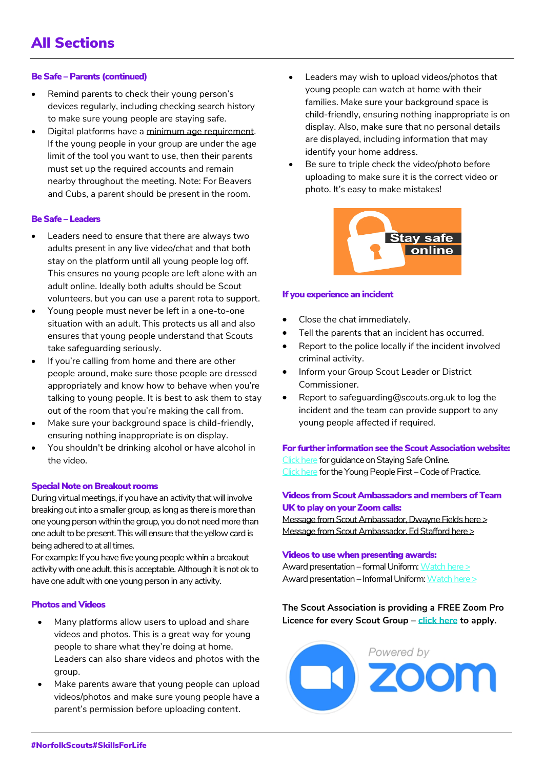# All Sections

### Be Safe – Parents (continued)

- Remind parents to check their young person's devices regularly, including checking search history to make sure young people are staying safe.
- Digital platforms have a minimum age requirement. If the young people in your group are under the age limit of the tool you want to use, then their parents must set up the required accounts and remain nearby throughout the meeting. Note: For Beavers and Cubs, a parent should be present in the room.

### Be Safe – Leaders

- Leaders need to ensure that there are always two adults present in any live video/chat and that both stay on the platform until all young people log off. This ensures no young people are left alone with an adult online. Ideally both adults should be Scout volunteers, but you can use a parent rota to support.
- Young people must never be left in a one-to-one situation with an adult. This protects us all and also ensures that young people understand that Scouts take safeguarding seriously.
- If you're calling from home and there are other people around, make sure those people are dressed appropriately and know how to behave when you're talking to young people. It is best to ask them to stay out of the room that you're making the call from.
- Make sure your background space is child-friendly, ensuring nothing inappropriate is on display.
- You shouldn't be drinking alcohol or have alcohol in the video.

### Special Note on Breakout rooms

During virtual meetings, if you have an activity that will involve breaking out into a smaller group, as long as there is more than one young person within the group, you do not need more than one adult to be present. This will ensure that the yellow card is being adhered to at all times.

For example: If you have five young people within a breakout activity with one adult, this is acceptable. Although it is not ok to have one adult with one young person in any activity.

### Photos and Videos

- Many platforms allow users to upload and share videos and photos. This is a great way for young people to share what they're doing at home. Leaders can also share videos and photos with the group.
- Make parents aware that young people can upload videos/photos and make sure young people have a parent's permission before uploading content.
- Leaders may wish to upload videos/photos that young people can watch at home with their families. Make sure your background space is child-friendly, ensuring nothing inappropriate is on display. Also, make sure that no personal details are displayed, including information that may identify your home address.
- Be sure to triple check the video/photo before uploading to make sure it is the correct video or photo. It's easy to make mistakes!

Stay safe online

### If you experience an incident

- Close the chat immediately.
- Tell the parents that an incident has occurred.
- Report to the police locally if the incident involved criminal activity.
- Inform your Group Scout Leader or District Commissioner.
- Report to safeguarding@scouts.org.uk to log the incident and the team can provide support to any young people affected if required.

### For further information see the Scout Association website:

Click here for guidance on Staying Safe Online.
Click here for the Young People First – Code of Practice.

### Videos from Scout Ambassadors and members of Team UK to play on your Zoom calls:

Message from Scout Ambassador, Dwayne Fields here >
Message from Scout Ambassador, Ed Stafford here >

### Videos to use when presenting awards:

Award presentation – formal Uniform: Watch here >
Award presentation – Informal Uniform: Watch here >

**The Scout Association is providing a FREE Zoom Pro Licence for every Scout Group – click here to apply.**

Powered by zoom

#NorfolkScouts#SkillsForLife